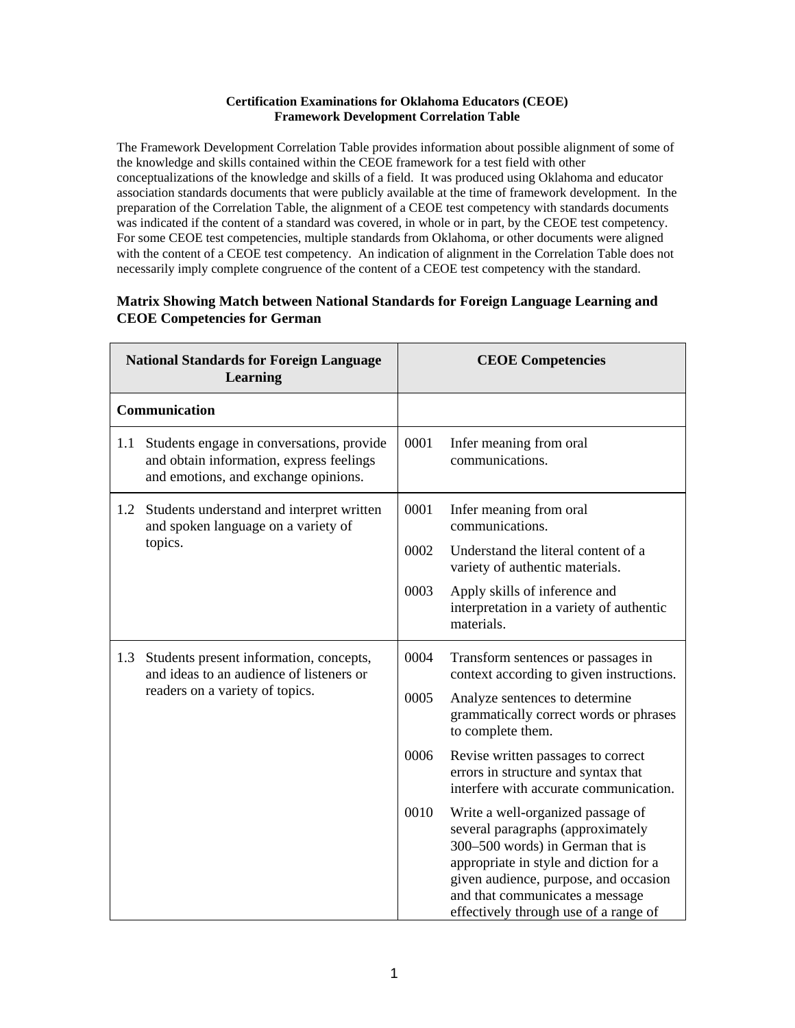**Certification Examinations for Oklahoma Educators (CEOE)**
**Framework Development Correlation Table**

The Framework Development Correlation Table provides information about possible alignment of some of the knowledge and skills contained within the CEOE framework for a test field with other conceptualizations of the knowledge and skills of a field. It was produced using Oklahoma and educator association standards documents that were publicly available at the time of framework development. In the preparation of the Correlation Table, the alignment of a CEOE test competency with standards documents was indicated if the content of a standard was covered, in whole or in part, by the CEOE test competency. For some CEOE test competencies, multiple standards from Oklahoma, or other documents were aligned with the content of a CEOE test competency. An indication of alignment in the Correlation Table does not necessarily imply complete congruence of the content of a CEOE test competency with the standard.

## Matrix Showing Match between National Standards for Foreign Language Learning and CEOE Competencies for German

| National Standards for Foreign Language Learning | CEOE Competencies |
|---|---|
| **Communication** | |
| 1.1 Students engage in conversations, provide and obtain information, express feelings and emotions, and exchange opinions. | 0001 Infer meaning from oral communications. |
| 1.2 Students understand and interpret written and spoken language on a variety of topics. | 0001 Infer meaning from oral communications.<br>0002 Understand the literal content of a variety of authentic materials.<br>0003 Apply skills of inference and interpretation in a variety of authentic materials. |
| 1.3 Students present information, concepts, and ideas to an audience of listeners or readers on a variety of topics. | 0004 Transform sentences or passages in context according to given instructions.<br>0005 Analyze sentences to determine grammatically correct words or phrases to complete them.<br>0006 Revise written passages to correct errors in structure and syntax that interfere with accurate communication.<br>0010 Write a well-organized passage of several paragraphs (approximately 300–500 words) in German that is appropriate in style and diction for a given audience, purpose, and occasion and that communicates a message effectively through use of a range of |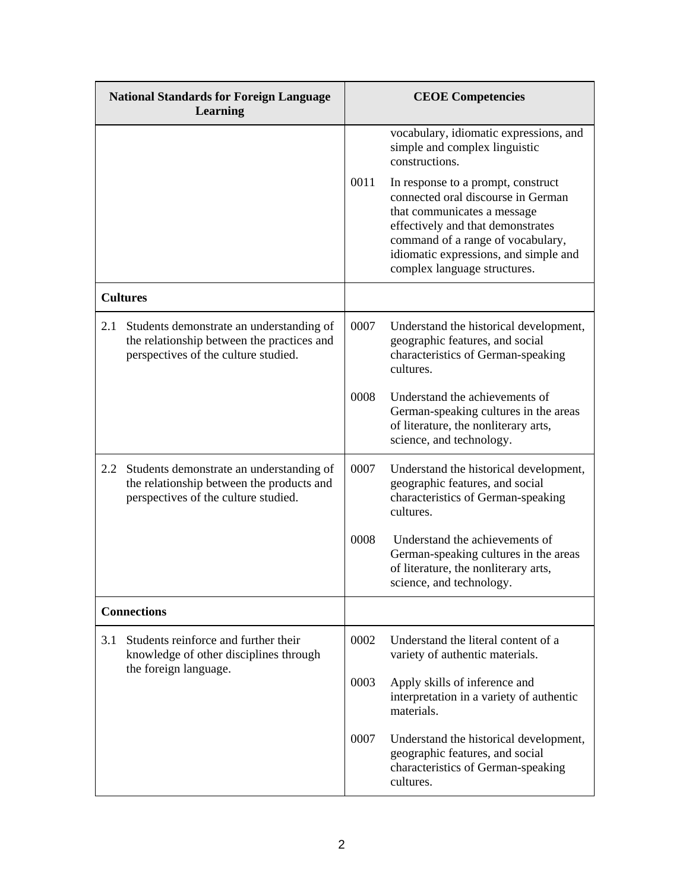| National Standards for Foreign Language Learning | CEOE Competencies |
|---|---|
| | vocabulary, idiomatic expressions, and simple and complex linguistic constructions. |
| | 0011 In response to a prompt, construct connected oral discourse in German that communicates a message effectively and that demonstrates command of a range of vocabulary, idiomatic expressions, and simple and complex language structures. |
| **Cultures** | |
| 2.1 Students demonstrate an understanding of the relationship between the practices and perspectives of the culture studied. | 0007 Understand the historical development, geographic features, and social characteristics of German-speaking cultures.<br><br>0008 Understand the achievements of German-speaking cultures in the areas of literature, the nonliterary arts, science, and technology. |
| 2.2 Students demonstrate an understanding of the relationship between the products and perspectives of the culture studied. | 0007 Understand the historical development, geographic features, and social characteristics of German-speaking cultures.<br><br>0008 Understand the achievements of German-speaking cultures in the areas of literature, the nonliterary arts, science, and technology. |
| **Connections** | |
| 3.1 Students reinforce and further their knowledge of other disciplines through the foreign language. | 0002 Understand the literal content of a variety of authentic materials.<br><br>0003 Apply skills of inference and interpretation in a variety of authentic materials.<br><br>0007 Understand the historical development, geographic features, and social characteristics of German-speaking cultures. |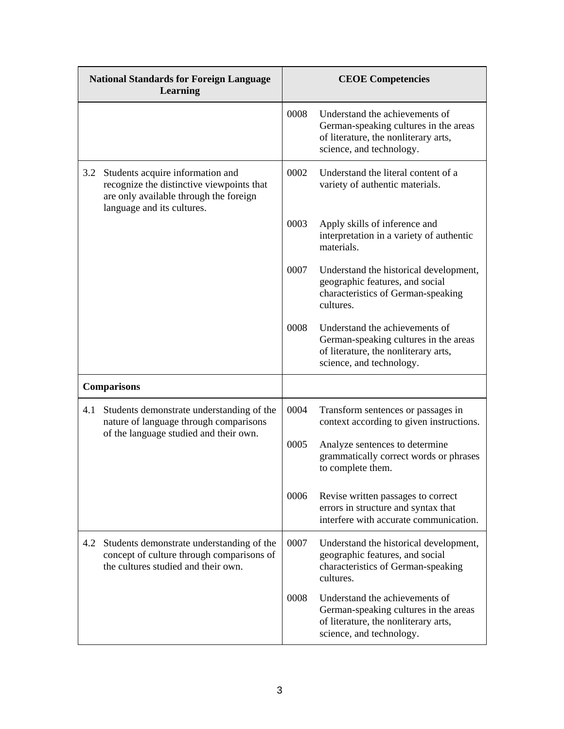| National Standards for Foreign Language Learning | CEOE Competencies |
| --- | --- |
| | 0008 Understand the achievements of German-speaking cultures in the areas of literature, the nonliterary arts, science, and technology. |
| 3.2 Students acquire information and recognize the distinctive viewpoints that are only available through the foreign language and its cultures. | 0002 Understand the literal content of a variety of authentic materials. |
| | 0003 Apply skills of inference and interpretation in a variety of authentic materials. |
| | 0007 Understand the historical development, geographic features, and social characteristics of German-speaking cultures. |
| | 0008 Understand the achievements of German-speaking cultures in the areas of literature, the nonliterary arts, science, and technology. |
| **Comparisons** | |
| 4.1 Students demonstrate understanding of the nature of language through comparisons of the language studied and their own. | 0004 Transform sentences or passages in context according to given instructions. |
| | 0005 Analyze sentences to determine grammatically correct words or phrases to complete them. |
| | 0006 Revise written passages to correct errors in structure and syntax that interfere with accurate communication. |
| 4.2 Students demonstrate understanding of the concept of culture through comparisons of the cultures studied and their own. | 0007 Understand the historical development, geographic features, and social characteristics of German-speaking cultures. |
| | 0008 Understand the achievements of German-speaking cultures in the areas of literature, the nonliterary arts, science, and technology. |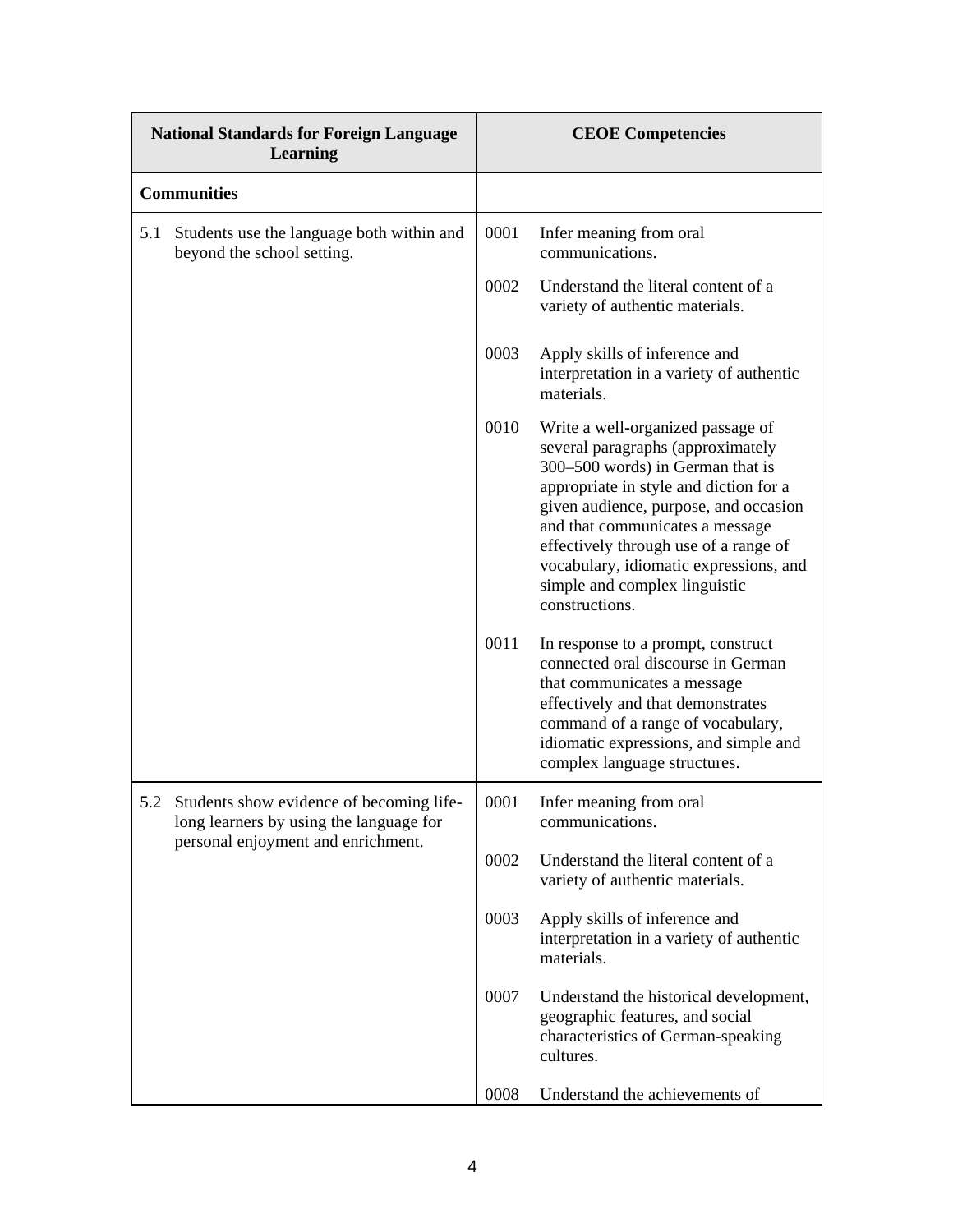| National Standards for Foreign Language Learning | CEOE Competencies |
| --- | --- |
| **Communities** | |
| 5.1 Students use the language both within and beyond the school setting. | 0001 Infer meaning from oral communications.<br><br>0002 Understand the literal content of a variety of authentic materials.<br><br>0003 Apply skills of inference and interpretation in a variety of authentic materials.<br><br>0010 Write a well-organized passage of several paragraphs (approximately 300–500 words) in German that is appropriate in style and diction for a given audience, purpose, and occasion and that communicates a message effectively through use of a range of vocabulary, idiomatic expressions, and simple and complex linguistic constructions.<br><br>0011 In response to a prompt, construct connected oral discourse in German that communicates a message effectively and that demonstrates command of a range of vocabulary, idiomatic expressions, and simple and complex language structures. |
| 5.2 Students show evidence of becoming life-long learners by using the language for personal enjoyment and enrichment. | 0001 Infer meaning from oral communications.<br><br>0002 Understand the literal content of a variety of authentic materials.<br><br>0003 Apply skills of inference and interpretation in a variety of authentic materials.<br><br>0007 Understand the historical development, geographic features, and social characteristics of German-speaking cultures.<br><br>0008 Understand the achievements of |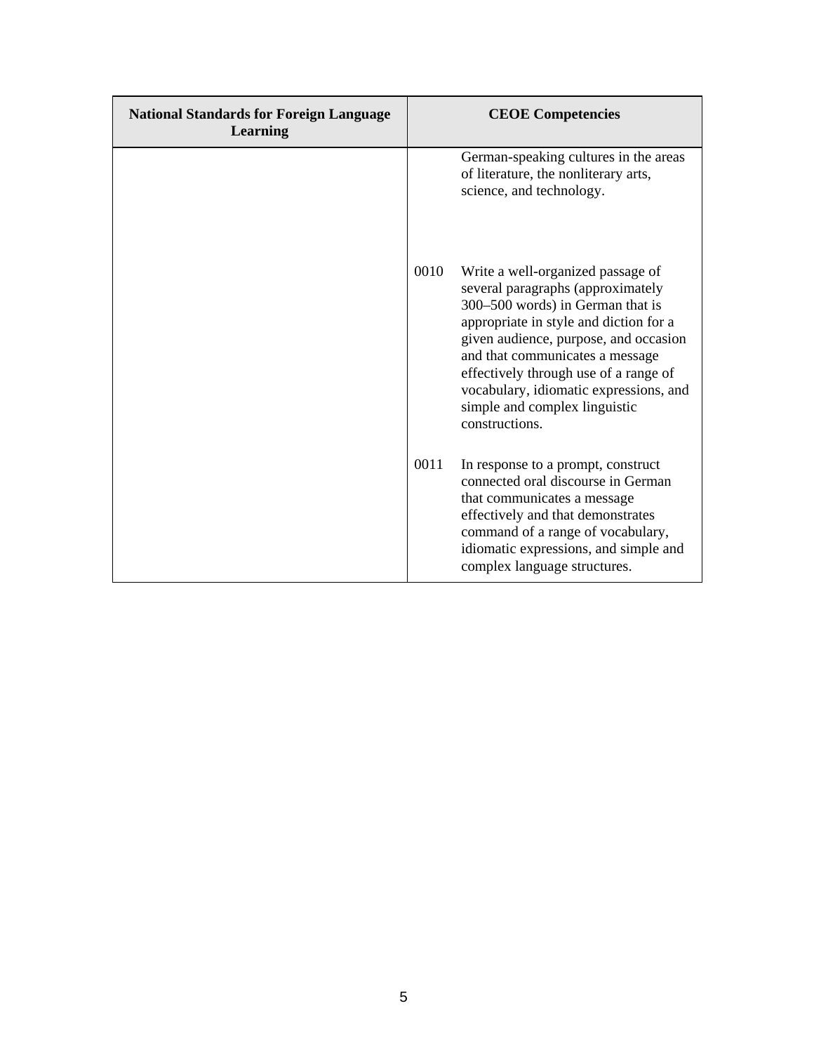| National Standards for Foreign Language Learning | CEOE Competencies | |
|---|---|---|
| | | German-speaking cultures in the areas of literature, the nonliterary arts, science, and technology. |
| | 0010 | Write a well-organized passage of several paragraphs (approximately 300–500 words) in German that is appropriate in style and diction for a given audience, purpose, and occasion and that communicates a message effectively through use of a range of vocabulary, idiomatic expressions, and simple and complex linguistic constructions. |
| | 0011 | In response to a prompt, construct connected oral discourse in German that communicates a message effectively and that demonstrates command of a range of vocabulary, idiomatic expressions, and simple and complex language structures. |